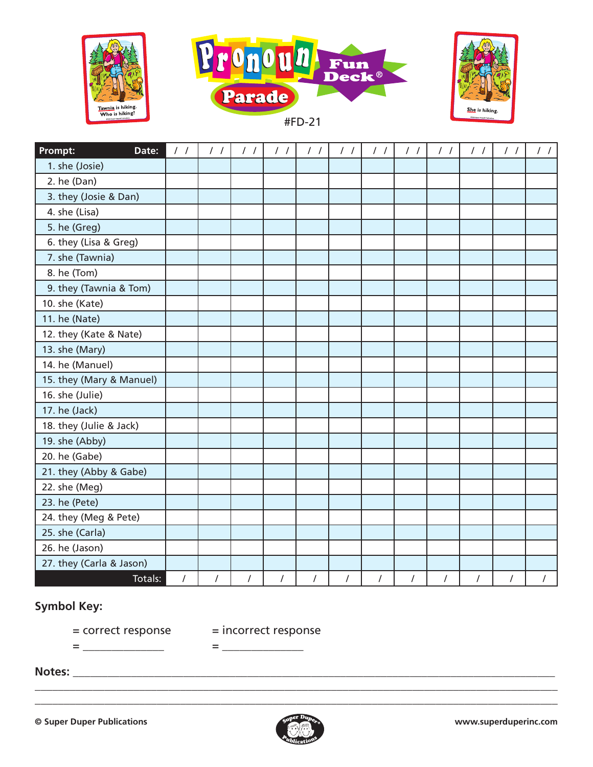# Pronoun Parade Fun Deck®

#FD-21

| Prompt: Date: | / / | / / | / / | / / | / / | / / | / / | / / | / / | / / | / / | / / |
|---|---|---|---|---|---|---|---|---|---|---|---|---|
| 1. she (Josie) | | | | | | | | | | | | |
| 2. he (Dan) | | | | | | | | | | | | |
| 3. they (Josie & Dan) | | | | | | | | | | | | |
| 4. she (Lisa) | | | | | | | | | | | | |
| 5. he (Greg) | | | | | | | | | | | | |
| 6. they (Lisa & Greg) | | | | | | | | | | | | |
| 7. she (Tawnia) | | | | | | | | | | | | |
| 8. he (Tom) | | | | | | | | | | | | |
| 9. they (Tawnia & Tom) | | | | | | | | | | | | |
| 10. she (Kate) | | | | | | | | | | | | |
| 11. he (Nate) | | | | | | | | | | | | |
| 12. they (Kate & Nate) | | | | | | | | | | | | |
| 13. she (Mary) | | | | | | | | | | | | |
| 14. he (Manuel) | | | | | | | | | | | | |
| 15. they (Mary & Manuel) | | | | | | | | | | | | |
| 16. she (Julie) | | | | | | | | | | | | |
| 17. he (Jack) | | | | | | | | | | | | |
| 18. they (Julie & Jack) | | | | | | | | | | | | |
| 19. she (Abby) | | | | | | | | | | | | |
| 20. he (Gabe) | | | | | | | | | | | | |
| 21. they (Abby & Gabe) | | | | | | | | | | | | |
| 22. she (Meg) | | | | | | | | | | | | |
| 23. he (Pete) | | | | | | | | | | | | |
| 24. they (Meg & Pete) | | | | | | | | | | | | |
| 25. she (Carla) | | | | | | | | | | | | |
| 26. he (Jason) | | | | | | | | | | | | |
| 27. they (Carla & Jason) | | | | | | | | | | | | |
| Totals: | / | / | / | / | / | / | / | / | / | / | / | / |

**Symbol Key:**

= correct response    = incorrect response

= _______________    = _______________

**Notes:** ________________________________________________________________

________________________________________________________________________

________________________________________________________________________

**© Super Duper Publications**    **www.superduperinc.com**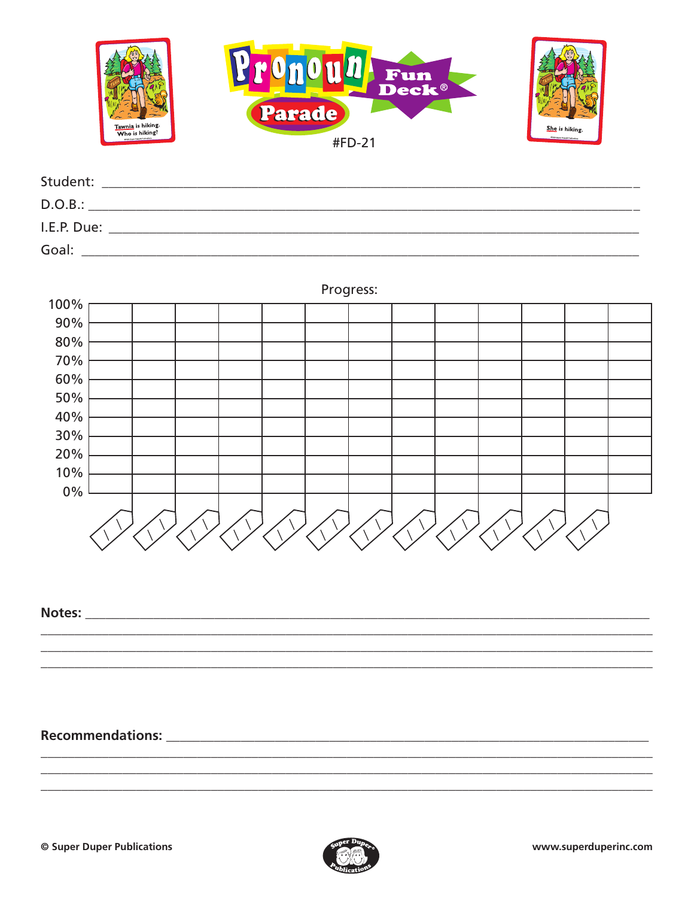# Pronoun Parade Fun Deck®

#FD-21

Student: ___________________________________________

D.O.B.: ___________________________________________

I.E.P. Due: ___________________________________________

Goal: ___________________________________________

Progress:

100%
90%
80%
70%
60%
50%
40%
30%
20%
10%
0%

/ /

**Notes:** ___________________________________________

___________________________________________

___________________________________________

___________________________________________

**Recommendations:** ___________________________________________

___________________________________________

___________________________________________

___________________________________________

© Super Duper Publications

www.superduperinc.com